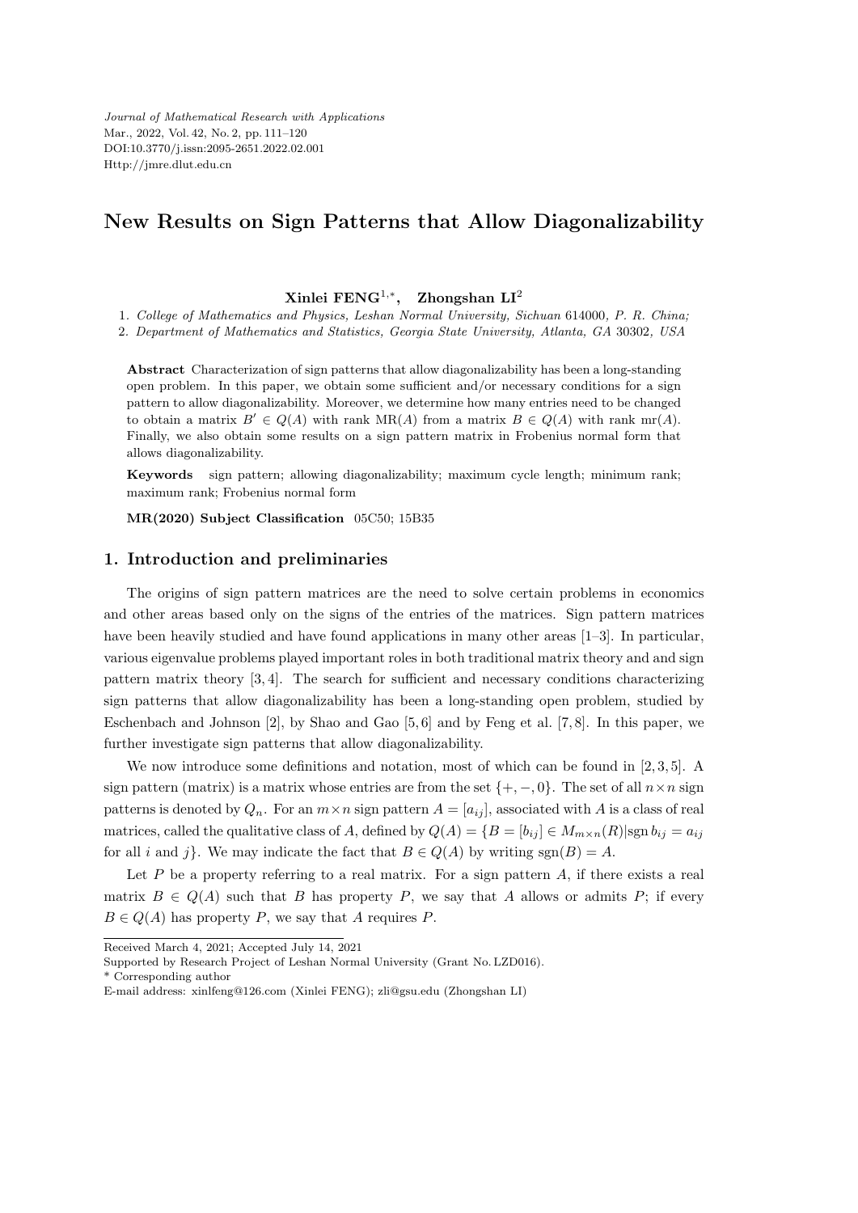# New Results on Sign Patterns that Allow Diagonalizability

**Xinlei FENG**[1,*], **Zhongshan LI**[2]

1. *College of Mathematics and Physics, Leshan Normal University, Sichuan* 614000*, P. R. China;*
2. *Department of Mathematics and Statistics, Georgia State University, Atlanta, GA* 30302*, USA*

**Abstract** Characterization of sign patterns that allow diagonalizability has been a long-standing open problem. In this paper, we obtain some sufficient and/or necessary conditions for a sign pattern to allow diagonalizability. Moreover, we determine how many entries need to be changed to obtain a matrix $B' \in Q(A)$ with rank $\mathrm{MR}(A)$ from a matrix $B \in Q(A)$ with rank $\mathrm{mr}(A)$. Finally, we also obtain some results on a sign pattern matrix in Frobenius normal form that allows diagonalizability.

**Keywords** sign pattern; allowing diagonalizability; maximum cycle length; minimum rank; maximum rank; Frobenius normal form

**MR(2020) Subject Classification** 05C50; 15B35

## 1. Introduction and preliminaries

The origins of sign pattern matrices are the need to solve certain problems in economics and other areas based only on the signs of the entries of the matrices. Sign pattern matrices have been heavily studied and have found applications in many other areas [1–3]. In particular, various eigenvalue problems played important roles in both traditional matrix theory and and sign pattern matrix theory [3, 4]. The search for sufficient and necessary conditions characterizing sign patterns that allow diagonalizability has been a long-standing open problem, studied by Eschenbach and Johnson [2], by Shao and Gao [5, 6] and by Feng et al. [7, 8]. In this paper, we further investigate sign patterns that allow diagonalizability.

We now introduce some definitions and notation, most of which can be found in [2, 3, 5]. A sign pattern (matrix) is a matrix whose entries are from the set $\{+, -, 0\}$. The set of all $n \times n$ sign patterns is denoted by $Q_n$. For an $m \times n$ sign pattern $A = [a_{ij}]$, associated with $A$ is a class of real matrices, called the qualitative class of $A$, defined by $Q(A) = \{B = [b_{ij}] \in M_{m\times n}(R) | \mathrm{sgn}\, b_{ij} = a_{ij}$ for all $i$ and $j\}$. We may indicate the fact that $B \in Q(A)$ by writing $\mathrm{sgn}(B) = A$.

Let $P$ be a property referring to a real matrix. For a sign pattern $A$, if there exists a real matrix $B \in Q(A)$ such that $B$ has property $P$, we say that $A$ allows or admits $P$; if every $B \in Q(A)$ has property $P$, we say that $A$ requires $P$.

---

Received March 4, 2021; Accepted July 14, 2021

Supported by Research Project of Leshan Normal University (Grant No. LZD016).

\* Corresponding author

E-mail address: xinlfeng@126.com (Xinlei FENG); zli@gsu.edu (Zhongshan LI)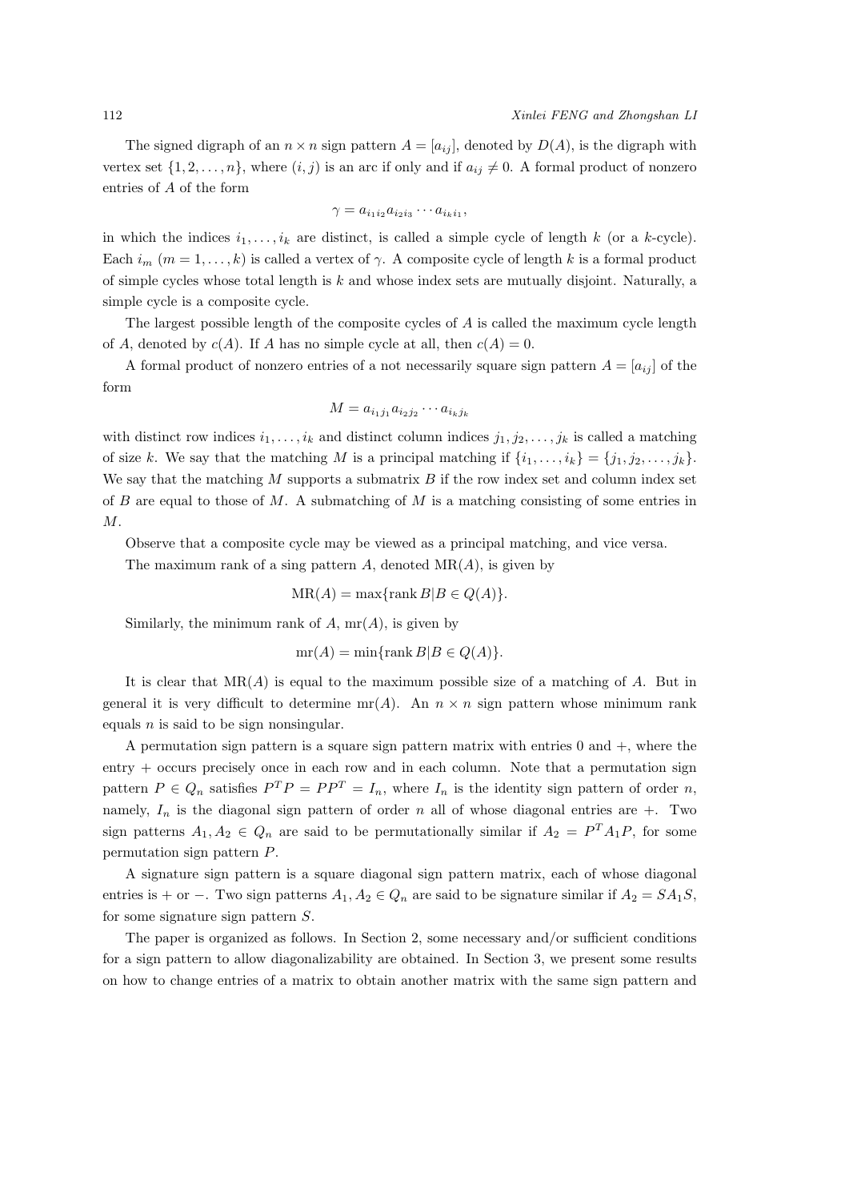The signed digraph of an $n \times n$ sign pattern $A = [a_{ij}]$, denoted by $D(A)$, is the digraph with vertex set $\{1, 2, \ldots, n\}$, where $(i, j)$ is an arc if only and if $a_{ij} \neq 0$. A formal product of nonzero entries of $A$ of the form

$$\gamma = a_{i_1 i_2} a_{i_2 i_3} \cdots a_{i_k i_1},$$

in which the indices $i_1, \ldots, i_k$ are distinct, is called a simple cycle of length $k$ (or a $k$-cycle). Each $i_m$ $(m = 1, \ldots, k)$ is called a vertex of $\gamma$. A composite cycle of length $k$ is a formal product of simple cycles whose total length is $k$ and whose index sets are mutually disjoint. Naturally, a simple cycle is a composite cycle.

The largest possible length of the composite cycles of $A$ is called the maximum cycle length of $A$, denoted by $c(A)$. If $A$ has no simple cycle at all, then $c(A) = 0$.

A formal product of nonzero entries of a not necessarily square sign pattern $A = [a_{ij}]$ of the form

$$M = a_{i_1 j_1} a_{i_2 j_2} \cdots a_{i_k j_k}$$

with distinct row indices $i_1, \ldots, i_k$ and distinct column indices $j_1, j_2, \ldots, j_k$ is called a matching of size $k$. We say that the matching $M$ is a principal matching if $\{i_1, \ldots, i_k\} = \{j_1, j_2, \ldots, j_k\}$. We say that the matching $M$ supports a submatrix $B$ if the row index set and column index set of $B$ are equal to those of $M$. A submatching of $M$ is a matching consisting of some entries in $M$.

Observe that a composite cycle may be viewed as a principal matching, and vice versa.

The maximum rank of a sing pattern $A$, denoted $\mathrm{MR}(A)$, is given by

$$\mathrm{MR}(A) = \max\{\operatorname{rank} B | B \in Q(A)\}.$$

Similarly, the minimum rank of $A$, $\mathrm{mr}(A)$, is given by

$$\mathrm{mr}(A) = \min\{\operatorname{rank} B | B \in Q(A)\}.$$

It is clear that $\mathrm{MR}(A)$ is equal to the maximum possible size of a matching of $A$. But in general it is very difficult to determine $\mathrm{mr}(A)$. An $n \times n$ sign pattern whose minimum rank equals $n$ is said to be sign nonsingular.

A permutation sign pattern is a square sign pattern matrix with entries 0 and $+$, where the entry $+$ occurs precisely once in each row and in each column. Note that a permutation sign pattern $P \in Q_n$ satisfies $P^T P = P P^T = I_n$, where $I_n$ is the identity sign pattern of order $n$, namely, $I_n$ is the diagonal sign pattern of order $n$ all of whose diagonal entries are $+$. Two sign patterns $A_1, A_2 \in Q_n$ are said to be permutationally similar if $A_2 = P^T A_1 P$, for some permutation sign pattern $P$.

A signature sign pattern is a square diagonal sign pattern matrix, each of whose diagonal entries is $+$ or $-$. Two sign patterns $A_1, A_2 \in Q_n$ are said to be signature similar if $A_2 = S A_1 S$, for some signature sign pattern $S$.

The paper is organized as follows. In Section 2, some necessary and/or sufficient conditions for a sign pattern to allow diagonalizability are obtained. In Section 3, we present some results on how to change entries of a matrix to obtain another matrix with the same sign pattern and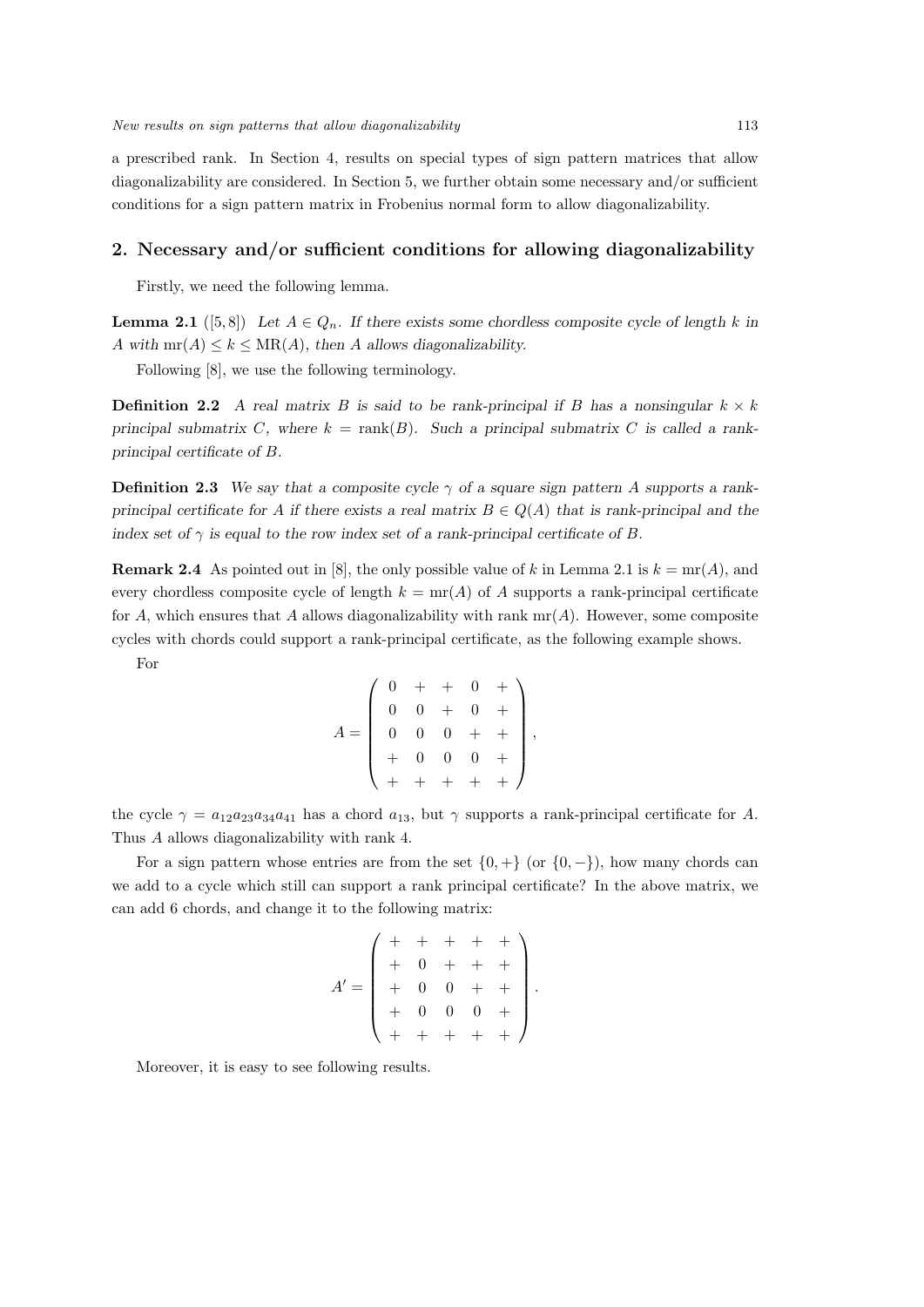a prescribed rank. In Section 4, results on special types of sign pattern matrices that allow diagonalizability are considered. In Section 5, we further obtain some necessary and/or sufficient conditions for a sign pattern matrix in Frobenius normal form to allow diagonalizability.

## 2. Necessary and/or sufficient conditions for allowing diagonalizability

Firstly, we need the following lemma.

**Lemma 2.1** ([5,8]) *Let $A \in Q_n$. If there exists some chordless composite cycle of length $k$ in $A$ with $\mathrm{mr}(A) \leq k \leq \mathrm{MR}(A)$, then $A$ allows diagonalizability.*

Following [8], we use the following terminology.

**Definition 2.2** *A real matrix $B$ is said to be rank-principal if $B$ has a nonsingular $k \times k$ principal submatrix $C$, where $k = \mathrm{rank}(B)$. Such a principal submatrix $C$ is called a rank-principal certificate of $B$.*

**Definition 2.3** *We say that a composite cycle $\gamma$ of a square sign pattern $A$ supports a rank-principal certificate for $A$ if there exists a real matrix $B \in Q(A)$ that is rank-principal and the index set of $\gamma$ is equal to the row index set of a rank-principal certificate of $B$.*

**Remark 2.4** As pointed out in [8], the only possible value of $k$ in Lemma 2.1 is $k = \mathrm{mr}(A)$, and every chordless composite cycle of length $k = \mathrm{mr}(A)$ of $A$ supports a rank-principal certificate for $A$, which ensures that $A$ allows diagonalizability with rank $\mathrm{mr}(A)$. However, some composite cycles with chords could support a rank-principal certificate, as the following example shows.

For

$$A = \begin{pmatrix} 0 & + & + & 0 & + \\ 0 & 0 & + & 0 & + \\ 0 & 0 & 0 & + & + \\ + & 0 & 0 & 0 & + \\ + & + & + & + & + \end{pmatrix},$$

the cycle $\gamma = a_{12}a_{23}a_{34}a_{41}$ has a chord $a_{13}$, but $\gamma$ supports a rank-principal certificate for $A$. Thus $A$ allows diagonalizability with rank 4.

For a sign pattern whose entries are from the set $\{0, +\}$ (or $\{0, -\}$), how many chords can we add to a cycle which still can support a rank principal certificate? In the above matrix, we can add 6 chords, and change it to the following matrix:

$$A' = \begin{pmatrix} + & + & + & + & + \\ + & 0 & + & + & + \\ + & 0 & 0 & + & + \\ + & 0 & 0 & 0 & + \\ + & + & + & + & + \end{pmatrix}.$$

Moreover, it is easy to see following results.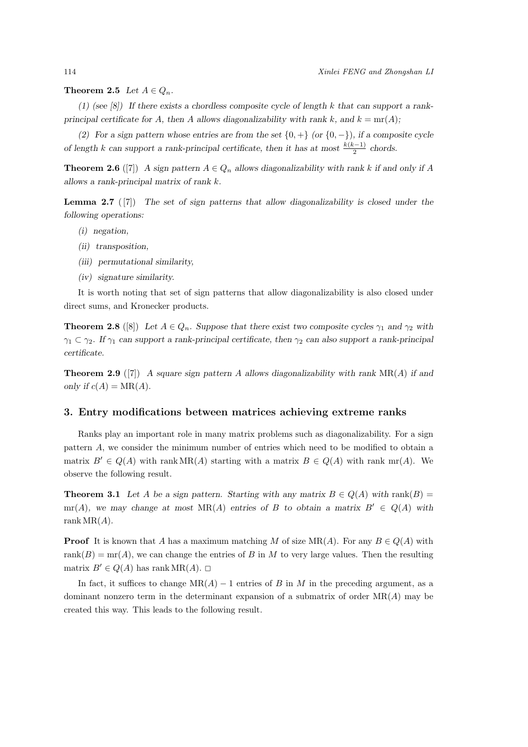**Theorem 2.5** *Let $A \in Q_n$.*

*(1) (see [8]) If there exists a chordless composite cycle of length $k$ that can support a rank-principal certificate for $A$, then $A$ allows diagonalizability with rank $k$, and $k = \mathrm{mr}(A)$;*

*(2) For a sign pattern whose entries are from the set $\{0, +\}$ (or $\{0, -\}$), if a composite cycle of length $k$ can support a rank-principal certificate, then it has at most $\frac{k(k-1)}{2}$ chords.*

**Theorem 2.6** ([7]) *A sign pattern $A \in Q_n$ allows diagonalizability with rank $k$ if and only if $A$ allows a rank-principal matrix of rank $k$.*

**Lemma 2.7** ( [7]) *The set of sign patterns that allow diagonalizability is closed under the following operations:*

*(i) negation,*

*(ii) transposition,*

*(iii) permutational similarity,*

*(iv) signature similarity.*

It is worth noting that set of sign patterns that allow diagonalizability is also closed under direct sums, and Kronecker products.

**Theorem 2.8** ([8]) *Let $A \in Q_n$. Suppose that there exist two composite cycles $\gamma_1$ and $\gamma_2$ with $\gamma_1 \subset \gamma_2$. If $\gamma_1$ can support a rank-principal certificate, then $\gamma_2$ can also support a rank-principal certificate.*

**Theorem 2.9** ([7]) *A square sign pattern $A$ allows diagonalizability with rank $\mathrm{MR}(A)$ if and only if $c(A) = \mathrm{MR}(A)$.*

## 3. Entry modifications between matrices achieving extreme ranks

Ranks play an important role in many matrix problems such as diagonalizability. For a sign pattern $A$, we consider the minimum number of entries which need to be modified to obtain a matrix $B' \in Q(A)$ with rank $\mathrm{MR}(A)$ starting with a matrix $B \in Q(A)$ with rank $\mathrm{mr}(A)$. We observe the following result.

**Theorem 3.1** *Let $A$ be a sign pattern. Starting with any matrix $B \in Q(A)$ with $\mathrm{rank}(B) = \mathrm{mr}(A)$, we may change at most $\mathrm{MR}(A)$ entries of $B$ to obtain a matrix $B' \in Q(A)$ with rank $\mathrm{MR}(A)$.*

**Proof** It is known that $A$ has a maximum matching $M$ of size $\mathrm{MR}(A)$. For any $B \in Q(A)$ with $\mathrm{rank}(B) = \mathrm{mr}(A)$, we can change the entries of $B$ in $M$ to very large values. Then the resulting matrix $B' \in Q(A)$ has rank $\mathrm{MR}(A)$. □

In fact, it suffices to change $\mathrm{MR}(A) - 1$ entries of $B$ in $M$ in the preceding argument, as a dominant nonzero term in the determinant expansion of a submatrix of order $\mathrm{MR}(A)$ may be created this way. This leads to the following result.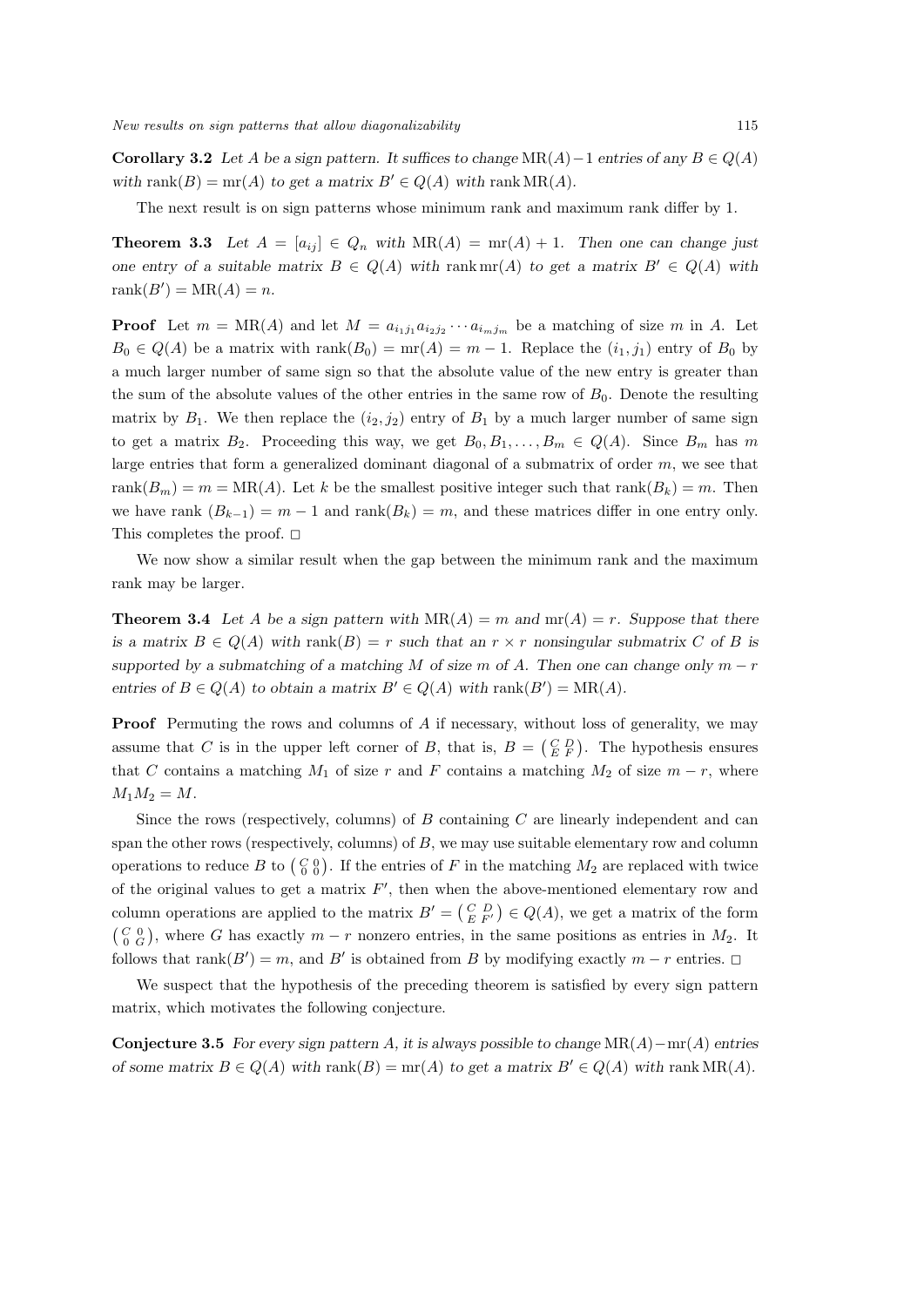**Corollary 3.2** *Let $A$ be a sign pattern. It suffices to change* $\mathrm{MR}(A)-1$ *entries of any* $B \in Q(A)$ *with* $\mathrm{rank}(B) = \mathrm{mr}(A)$ *to get a matrix* $B' \in Q(A)$ *with* $\mathrm{rank}\, \mathrm{MR}(A)$*.*

The next result is on sign patterns whose minimum rank and maximum rank differ by 1.

**Theorem 3.3** *Let* $A = [a_{ij}] \in Q_n$ *with* $\mathrm{MR}(A) = \mathrm{mr}(A) + 1$*. Then one can change just one entry of a suitable matrix* $B \in Q(A)$ *with* $\mathrm{rank}\, \mathrm{mr}(A)$ *to get a matrix* $B' \in Q(A)$ *with* $\mathrm{rank}(B') = \mathrm{MR}(A) = n$*.*

**Proof** Let $m = \mathrm{MR}(A)$ and let $M = a_{i_1 j_1} a_{i_2 j_2} \cdots a_{i_m j_m}$ be a matching of size $m$ in $A$. Let $B_0 \in Q(A)$ be a matrix with $\mathrm{rank}(B_0) = \mathrm{mr}(A) = m-1$. Replace the $(i_1, j_1)$ entry of $B_0$ by a much larger number of same sign so that the absolute value of the new entry is greater than the sum of the absolute values of the other entries in the same row of $B_0$. Denote the resulting matrix by $B_1$. We then replace the $(i_2, j_2)$ entry of $B_1$ by a much larger number of same sign to get a matrix $B_2$. Proceeding this way, we get $B_0, B_1, \ldots, B_m \in Q(A)$. Since $B_m$ has $m$ large entries that form a generalized dominant diagonal of a submatrix of order $m$, we see that $\mathrm{rank}(B_m) = m = \mathrm{MR}(A)$. Let $k$ be the smallest positive integer such that $\mathrm{rank}(B_k) = m$. Then we have rank $(B_{k-1}) = m-1$ and $\mathrm{rank}(B_k) = m$, and these matrices differ in one entry only. This completes the proof. □

We now show a similar result when the gap between the minimum rank and the maximum rank may be larger.

**Theorem 3.4** *Let $A$ be a sign pattern with* $\mathrm{MR}(A) = m$ *and* $\mathrm{mr}(A) = r$*. Suppose that there is a matrix* $B \in Q(A)$ *with* $\mathrm{rank}(B) = r$ *such that an* $r \times r$ *nonsingular submatrix $C$ of $B$ is supported by a submatching of a matching $M$ of size $m$ of $A$. Then one can change only* $m - r$ *entries of* $B \in Q(A)$ *to obtain a matrix* $B' \in Q(A)$ *with* $\mathrm{rank}(B') = \mathrm{MR}(A)$*.*

**Proof** Permuting the rows and columns of $A$ if necessary, without loss of generality, we may assume that $C$ is in the upper left corner of $B$, that is, $B = \left(\begin{smallmatrix} C & D \\ E & F \end{smallmatrix}\right)$. The hypothesis ensures that $C$ contains a matching $M_1$ of size $r$ and $F$ contains a matching $M_2$ of size $m-r$, where $M_1 M_2 = M$.

Since the rows (respectively, columns) of $B$ containing $C$ are linearly independent and can span the other rows (respectively, columns) of $B$, we may use suitable elementary row and column operations to reduce $B$ to $\left(\begin{smallmatrix} C & 0 \\ 0 & 0 \end{smallmatrix}\right)$. If the entries of $F$ in the matching $M_2$ are replaced with twice of the original values to get a matrix $F'$, then when the above-mentioned elementary row and column operations are applied to the matrix $B' = \left(\begin{smallmatrix} C & D \\ E & F' \end{smallmatrix}\right) \in Q(A)$, we get a matrix of the form $\left(\begin{smallmatrix} C & 0 \\ 0 & G \end{smallmatrix}\right)$, where $G$ has exactly $m-r$ nonzero entries, in the same positions as entries in $M_2$. It follows that $\mathrm{rank}(B') = m$, and $B'$ is obtained from $B$ by modifying exactly $m-r$ entries. □

We suspect that the hypothesis of the preceding theorem is satisfied by every sign pattern matrix, which motivates the following conjecture.

**Conjecture 3.5** *For every sign pattern $A$, it is always possible to change* $\mathrm{MR}(A) - \mathrm{mr}(A)$ *entries of some matrix* $B \in Q(A)$ *with* $\mathrm{rank}(B) = \mathrm{mr}(A)$ *to get a matrix* $B' \in Q(A)$ *with* $\mathrm{rank}\, \mathrm{MR}(A)$*.*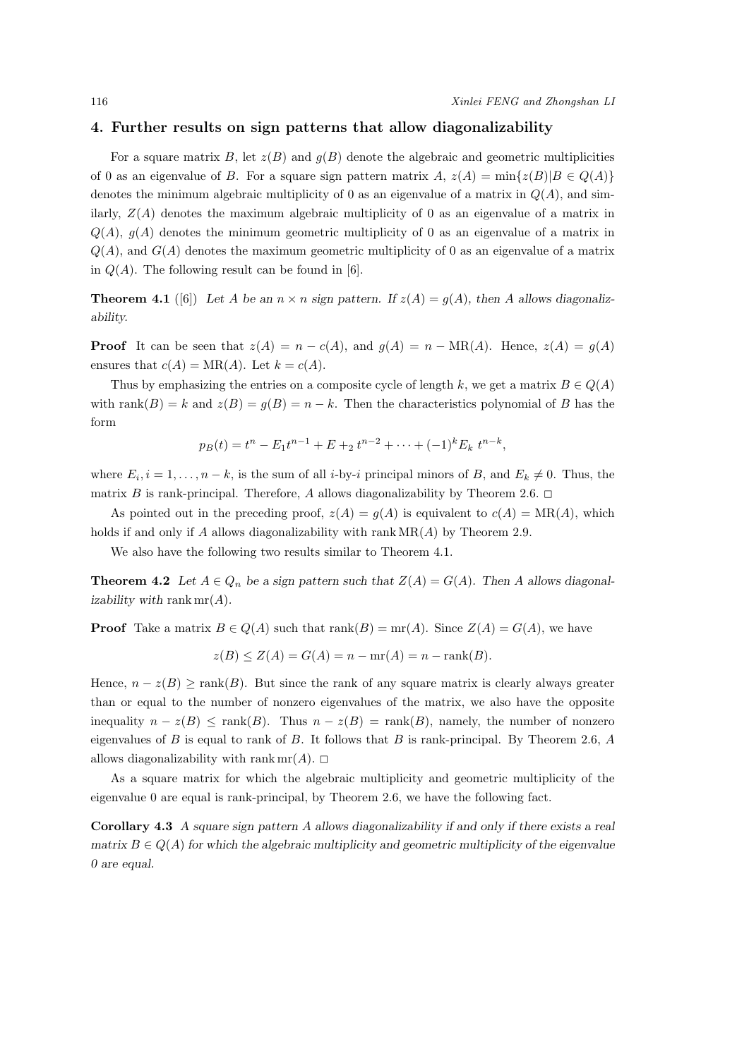## 4. Further results on sign patterns that allow diagonalizability

For a square matrix $B$, let $z(B)$ and $g(B)$ denote the algebraic and geometric multiplicities of 0 as an eigenvalue of $B$. For a square sign pattern matrix $A$, $z(A) = \min\{z(B)|B \in Q(A)\}$ denotes the minimum algebraic multiplicity of 0 as an eigenvalue of a matrix in $Q(A)$, and similarly, $Z(A)$ denotes the maximum algebraic multiplicity of 0 as an eigenvalue of a matrix in $Q(A)$, $g(A)$ denotes the minimum geometric multiplicity of 0 as an eigenvalue of a matrix in $Q(A)$, and $G(A)$ denotes the maximum geometric multiplicity of 0 as an eigenvalue of a matrix in $Q(A)$. The following result can be found in [6].

**Theorem 4.1** ([6]) *Let $A$ be an $n \times n$ sign pattern. If $z(A) = g(A)$, then $A$ allows diagonalizability.*

**Proof** It can be seen that $z(A) = n - c(A)$, and $g(A) = n - \mathrm{MR}(A)$. Hence, $z(A) = g(A)$ ensures that $c(A) = \mathrm{MR}(A)$. Let $k = c(A)$.

Thus by emphasizing the entries on a composite cycle of length $k$, we get a matrix $B \in Q(A)$ with $\mathrm{rank}(B) = k$ and $z(B) = g(B) = n - k$. Then the characteristics polynomial of $B$ has the form

$$p_B(t) = t^n - E_1 t^{n-1} + E +_2 t^{n-2} + \cdots + (-1)^k E_k \ t^{n-k},$$

where $E_i, i = 1, \ldots, n-k$, is the sum of all $i$-by-$i$ principal minors of $B$, and $E_k \neq 0$. Thus, the matrix $B$ is rank-principal. Therefore, $A$ allows diagonalizability by Theorem 2.6. $\square$

As pointed out in the preceding proof, $z(A) = g(A)$ is equivalent to $c(A) = \mathrm{MR}(A)$, which holds if and only if $A$ allows diagonalizability with $\mathrm{rank}\, \mathrm{MR}(A)$ by Theorem 2.9.

We also have the following two results similar to Theorem 4.1.

**Theorem 4.2** *Let $A \in Q_n$ be a sign pattern such that $Z(A) = G(A)$. Then $A$ allows diagonalizability with* $\mathrm{rank}\, \mathrm{mr}(A)$.

**Proof** Take a matrix $B \in Q(A)$ such that $\mathrm{rank}(B) = \mathrm{mr}(A)$. Since $Z(A) = G(A)$, we have

$$z(B) \leq Z(A) = G(A) = n - \mathrm{mr}(A) = n - \mathrm{rank}(B).$$

Hence, $n - z(B) \geq \mathrm{rank}(B)$. But since the rank of any square matrix is clearly always greater than or equal to the number of nonzero eigenvalues of the matrix, we also have the opposite inequality $n - z(B) \leq \mathrm{rank}(B)$. Thus $n - z(B) = \mathrm{rank}(B)$, namely, the number of nonzero eigenvalues of $B$ is equal to rank of $B$. It follows that $B$ is rank-principal. By Theorem 2.6, $A$ allows diagonalizability with $\mathrm{rank}\, \mathrm{mr}(A)$. $\square$

As a square matrix for which the algebraic multiplicity and geometric multiplicity of the eigenvalue 0 are equal is rank-principal, by Theorem 2.6, we have the following fact.

**Corollary 4.3** *A square sign pattern $A$ allows diagonalizability if and only if there exists a real matrix $B \in Q(A)$ for which the algebraic multiplicity and geometric multiplicity of the eigenvalue 0 are equal.*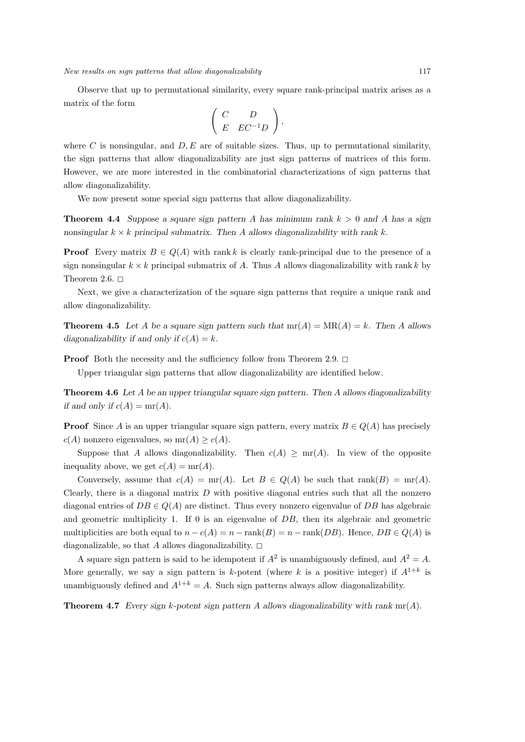Observe that up to permutational similarity, every square rank-principal matrix arises as a matrix of the form

$$\begin{pmatrix} C & D \\ E & EC^{-1}D \end{pmatrix},$$

where $C$ is nonsingular, and $D, E$ are of suitable sizes. Thus, up to permutational similarity, the sign patterns that allow diagonalizability are just sign patterns of matrices of this form. However, we are more interested in the combinatorial characterizations of sign patterns that allow diagonalizability.

We now present some special sign patterns that allow diagonalizability.

**Theorem 4.4** *Suppose a square sign pattern $A$ has minimum rank $k > 0$ and $A$ has a sign nonsingular $k \times k$ principal submatrix. Then $A$ allows diagonalizability with rank $k$.*

**Proof** Every matrix $B \in Q(A)$ with rank $k$ is clearly rank-principal due to the presence of a sign nonsingular $k \times k$ principal submatrix of $A$. Thus $A$ allows diagonalizability with rank $k$ by Theorem 2.6. □

Next, we give a characterization of the square sign patterns that require a unique rank and allow diagonalizability.

**Theorem 4.5** *Let $A$ be a square sign pattern such that $\mathrm{mr}(A) = \mathrm{MR}(A) = k$. Then $A$ allows diagonalizability if and only if $c(A) = k$.*

**Proof** Both the necessity and the sufficiency follow from Theorem 2.9. □

Upper triangular sign patterns that allow diagonalizability are identified below.

**Theorem 4.6** *Let $A$ be an upper triangular square sign pattern. Then $A$ allows diagonalizability if and only if $c(A) = \mathrm{mr}(A)$.*

**Proof** Since $A$ is an upper triangular square sign pattern, every matrix $B \in Q(A)$ has precisely $c(A)$ nonzero eigenvalues, so $\mathrm{mr}(A) \geq c(A)$.

Suppose that $A$ allows diagonalizability. Then $c(A) \geq \mathrm{mr}(A)$. In view of the opposite inequality above, we get $c(A) = \mathrm{mr}(A)$.

Conversely, assume that $c(A) = \mathrm{mr}(A)$. Let $B \in Q(A)$ be such that $\mathrm{rank}(B) = \mathrm{mr}(A)$. Clearly, there is a diagonal matrix $D$ with positive diagonal entries such that all the nonzero diagonal entries of $DB \in Q(A)$ are distinct. Thus every nonzero eigenvalue of $DB$ has algebraic and geometric multiplicity 1. If 0 is an eigenvalue of $DB$, then its algebraic and geometric multiplicities are both equal to $n - c(A) = n - \mathrm{rank}(B) = n - \mathrm{rank}(DB)$. Hence, $DB \in Q(A)$ is diagonalizable, so that $A$ allows diagonalizability. □

A square sign pattern is said to be idempotent if $A^2$ is unambiguously defined, and $A^2 = A$. More generally, we say a sign pattern is $k$-potent (where $k$ is a positive integer) if $A^{1+k}$ is unambiguously defined and $A^{1+k} = A$. Such sign patterns always allow diagonalizability.

**Theorem 4.7** *Every sign $k$-potent sign pattern $A$ allows diagonalizability with rank $\mathrm{mr}(A)$.*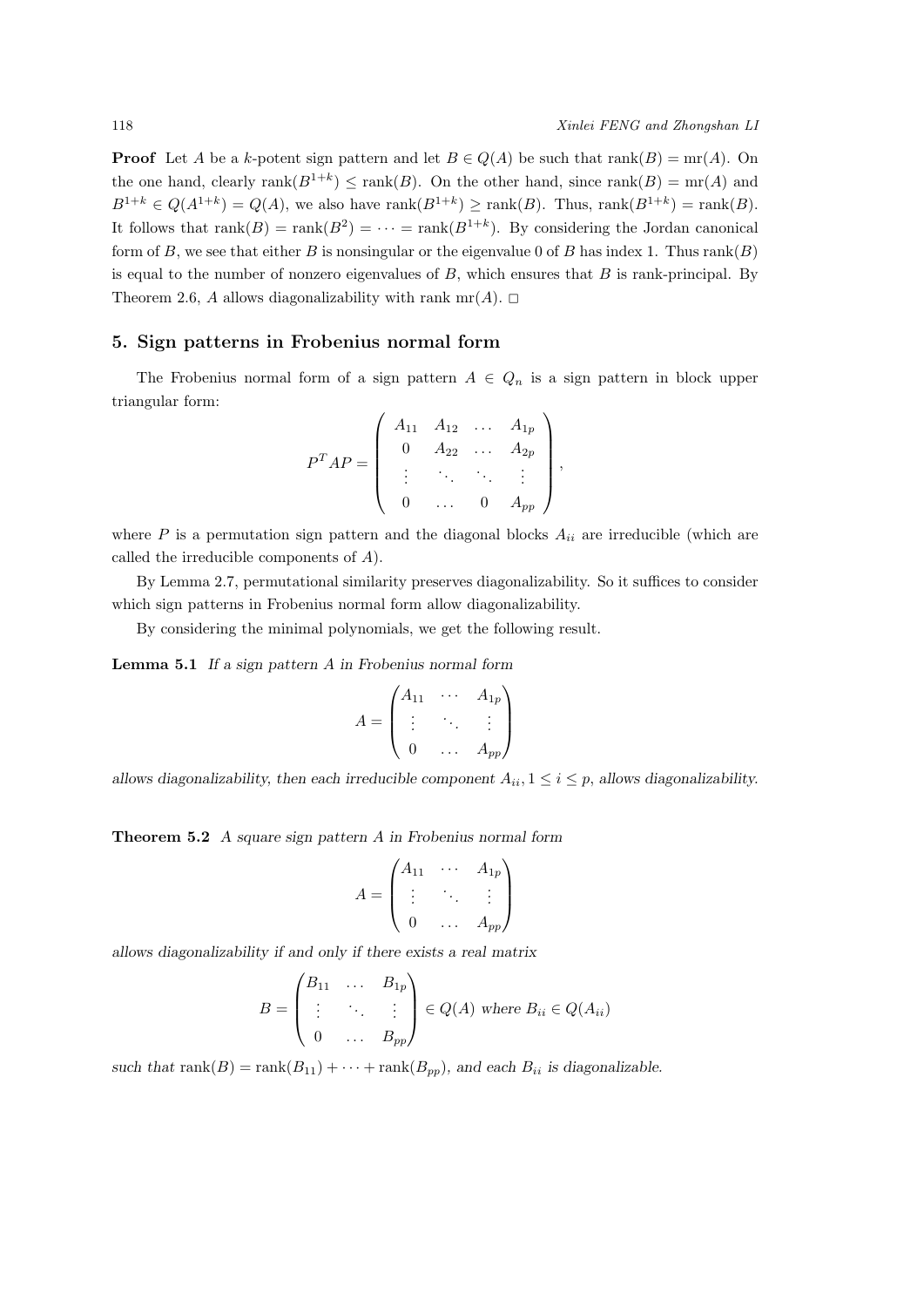**Proof** Let $A$ be a $k$-potent sign pattern and let $B \in Q(A)$ be such that $\operatorname{rank}(B) = \operatorname{mr}(A)$. On the one hand, clearly $\operatorname{rank}(B^{1+k}) \leq \operatorname{rank}(B)$. On the other hand, since $\operatorname{rank}(B) = \operatorname{mr}(A)$ and $B^{1+k} \in Q(A^{1+k}) = Q(A)$, we also have $\operatorname{rank}(B^{1+k}) \geq \operatorname{rank}(B)$. Thus, $\operatorname{rank}(B^{1+k}) = \operatorname{rank}(B)$. It follows that $\operatorname{rank}(B) = \operatorname{rank}(B^2) = \cdots = \operatorname{rank}(B^{1+k})$. By considering the Jordan canonical form of $B$, we see that either $B$ is nonsingular or the eigenvalue 0 of $B$ has index 1. Thus $\operatorname{rank}(B)$ is equal to the number of nonzero eigenvalues of $B$, which ensures that $B$ is rank-principal. By Theorem 2.6, $A$ allows diagonalizability with rank $\operatorname{mr}(A)$. $\Box$

## 5. Sign patterns in Frobenius normal form

The Frobenius normal form of a sign pattern $A \in Q_n$ is a sign pattern in block upper triangular form:

$$P^T A P = \begin{pmatrix} A_{11} & A_{12} & \dots & A_{1p} \\ 0 & A_{22} & \dots & A_{2p} \\ \vdots & \ddots & \ddots & \vdots \\ 0 & \dots & 0 & A_{pp} \end{pmatrix},$$

where $P$ is a permutation sign pattern and the diagonal blocks $A_{ii}$ are irreducible (which are called the irreducible components of $A$).

By Lemma 2.7, permutational similarity preserves diagonalizability. So it suffices to consider which sign patterns in Frobenius normal form allow diagonalizability.

By considering the minimal polynomials, we get the following result.

**Lemma 5.1** *If a sign pattern $A$ in Frobenius normal form*

$$A = \begin{pmatrix} A_{11} & \cdots & A_{1p} \\ \vdots & \ddots & \vdots \\ 0 & \dots & A_{pp} \end{pmatrix}$$

*allows diagonalizability, then each irreducible component $A_{ii}, 1 \leq i \leq p$, allows diagonalizability.*

**Theorem 5.2** *A square sign pattern $A$ in Frobenius normal form*

$$A = \begin{pmatrix} A_{11} & \cdots & A_{1p} \\ \vdots & \ddots & \vdots \\ 0 & \dots & A_{pp} \end{pmatrix}$$

*allows diagonalizability if and only if there exists a real matrix*

$$B = \begin{pmatrix} B_{11} & \dots & B_{1p} \\ \vdots & \ddots & \vdots \\ 0 & \dots & B_{pp} \end{pmatrix} \in Q(A) \text{ where } B_{ii} \in Q(A_{ii})$$

*such that $\operatorname{rank}(B) = \operatorname{rank}(B_{11}) + \cdots + \operatorname{rank}(B_{pp})$, and each $B_{ii}$ is diagonalizable.*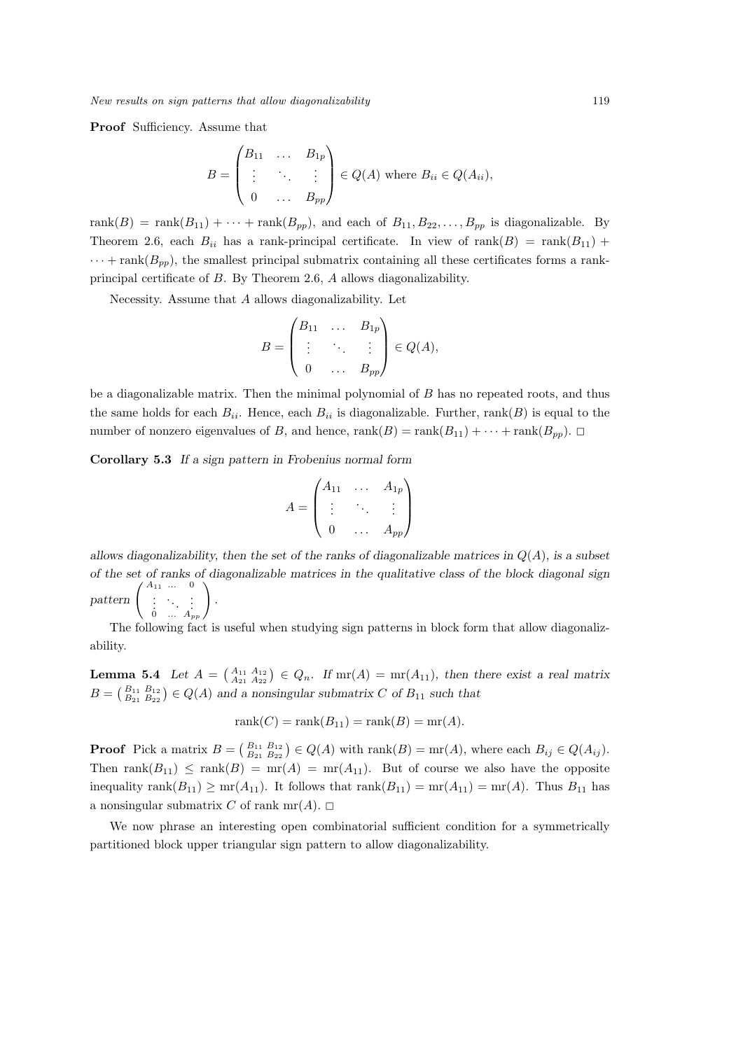**Proof** Sufficiency. Assume that

$$B = \begin{pmatrix} B_{11} & \dots & B_{1p} \\ \vdots & \ddots & \vdots \\ 0 & \dots & B_{pp} \end{pmatrix} \in Q(A) \text{ where } B_{ii} \in Q(A_{ii}),$$

$\mathrm{rank}(B) = \mathrm{rank}(B_{11}) + \cdots + \mathrm{rank}(B_{pp})$, and each of $B_{11}, B_{22}, \dots, B_{pp}$ is diagonalizable. By Theorem 2.6, each $B_{ii}$ has a rank-principal certificate. In view of $\mathrm{rank}(B) = \mathrm{rank}(B_{11}) + \cdots + \mathrm{rank}(B_{pp})$, the smallest principal submatrix containing all these certificates forms a rank-principal certificate of $B$. By Theorem 2.6, $A$ allows diagonalizability.

Necessity. Assume that $A$ allows diagonalizability. Let

$$B = \begin{pmatrix} B_{11} & \dots & B_{1p} \\ \vdots & \ddots & \vdots \\ 0 & \dots & B_{pp} \end{pmatrix} \in Q(A),$$

be a diagonalizable matrix. Then the minimal polynomial of $B$ has no repeated roots, and thus the same holds for each $B_{ii}$. Hence, each $B_{ii}$ is diagonalizable. Further, $\mathrm{rank}(B)$ is equal to the number of nonzero eigenvalues of $B$, and hence, $\mathrm{rank}(B) = \mathrm{rank}(B_{11}) + \cdots + \mathrm{rank}(B_{pp})$. □

**Corollary 5.3** *If a sign pattern in Frobenius normal form*

$$A = \begin{pmatrix} A_{11} & \dots & A_{1p} \\ \vdots & \ddots & \vdots \\ 0 & \dots & A_{pp} \end{pmatrix}$$

*allows diagonalizability, then the set of the ranks of diagonalizable matrices in $Q(A)$, is a subset of the set of ranks of diagonalizable matrices in the qualitative class of the block diagonal sign pattern* $\begin{pmatrix} A_{11} & \dots & 0 \\ \vdots & \ddots & \vdots \\ 0 & \dots & A_{pp} \end{pmatrix}$.

The following fact is useful when studying sign patterns in block form that allow diagonalizability.

**Lemma 5.4** *Let $A = \begin{pmatrix} A_{11} & A_{12} \\ A_{21} & A_{22} \end{pmatrix} \in Q_n$. If $\mathrm{mr}(A) = \mathrm{mr}(A_{11})$, then there exist a real matrix $B = \begin{pmatrix} B_{11} & B_{12} \\ B_{21} & B_{22} \end{pmatrix} \in Q(A)$ and a nonsingular submatrix $C$ of $B_{11}$ such that*

$$\mathrm{rank}(C) = \mathrm{rank}(B_{11}) = \mathrm{rank}(B) = \mathrm{mr}(A).$$

**Proof** Pick a matrix $B = \begin{pmatrix} B_{11} & B_{12} \\ B_{21} & B_{22} \end{pmatrix} \in Q(A)$ with $\mathrm{rank}(B) = \mathrm{mr}(A)$, where each $B_{ij} \in Q(A_{ij})$. Then $\mathrm{rank}(B_{11}) \leq \mathrm{rank}(B) = \mathrm{mr}(A) = \mathrm{mr}(A_{11})$. But of course we also have the opposite inequality $\mathrm{rank}(B_{11}) \geq \mathrm{mr}(A_{11})$. It follows that $\mathrm{rank}(B_{11}) = \mathrm{mr}(A_{11}) = \mathrm{mr}(A)$. Thus $B_{11}$ has a nonsingular submatrix $C$ of rank $\mathrm{mr}(A)$. □

We now phrase an interesting open combinatorial sufficient condition for a symmetrically partitioned block upper triangular sign pattern to allow diagonalizability.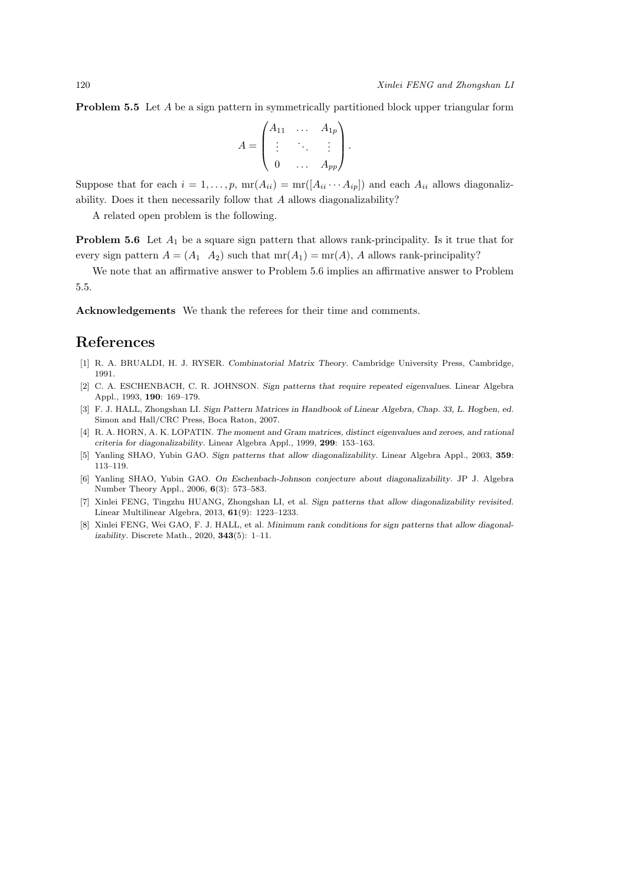**Problem 5.5** Let $A$ be a sign pattern in symmetrically partitioned block upper triangular form

$$A = \begin{pmatrix} A_{11} & \dots & A_{1p} \\ \vdots & \ddots & \vdots \\ 0 & \dots & A_{pp} \end{pmatrix}.$$

Suppose that for each $i = 1, \dots, p$, $\mathrm{mr}(A_{ii}) = \mathrm{mr}([A_{ii} \cdots A_{ip}])$ and each $A_{ii}$ allows diagonalizability. Does it then necessarily follow that $A$ allows diagonalizability?

A related open problem is the following.

**Problem 5.6** Let $A_1$ be a square sign pattern that allows rank-principality. Is it true that for every sign pattern $A = (A_1 \ \ A_2)$ such that $\mathrm{mr}(A_1) = \mathrm{mr}(A)$, $A$ allows rank-principality?

We note that an affirmative answer to Problem 5.6 implies an affirmative answer to Problem 5.5.

**Acknowledgements** We thank the referees for their time and comments.

# References

[1] R. A. BRUALDI, H. J. RYSER. *Combinatorial Matrix Theory*. Cambridge University Press, Cambridge, 1991.

[2] C. A. ESCHENBACH, C. R. JOHNSON. *Sign patterns that require repeated eigenvalues*. Linear Algebra Appl., 1993, **190**: 169–179.

[3] F. J. HALL, Zhongshan LI. *Sign Pattern Matrices in Handbook of Linear Algebra, Chap. 33, L. Hogben, ed.* Simon and Hall/CRC Press, Boca Raton, 2007.

[4] R. A. HORN, A. K. LOPATIN. *The moment and Gram matrices, distinct eigenvalues and zeroes, and rational criteria for diagonalizability*. Linear Algebra Appl., 1999, **299**: 153–163.

[5] Yanling SHAO, Yubin GAO. *Sign patterns that allow diagonalizability*. Linear Algebra Appl., 2003, **359**: 113–119.

[6] Yanling SHAO, Yubin GAO. *On Eschenbach-Johnson conjecture about diagonalizability*. JP J. Algebra Number Theory Appl., 2006, **6**(3): 573–583.

[7] Xinlei FENG, Tingzhu HUANG, Zhongshan LI, et al. *Sign patterns that allow diagonalizability revisited*. Linear Multilinear Algebra, 2013, **61**(9): 1223–1233.

[8] Xinlei FENG, Wei GAO, F. J. HALL, et al. *Minimum rank conditions for sign patterns that allow diagonalizability*. Discrete Math., 2020, **343**(5): 1–11.